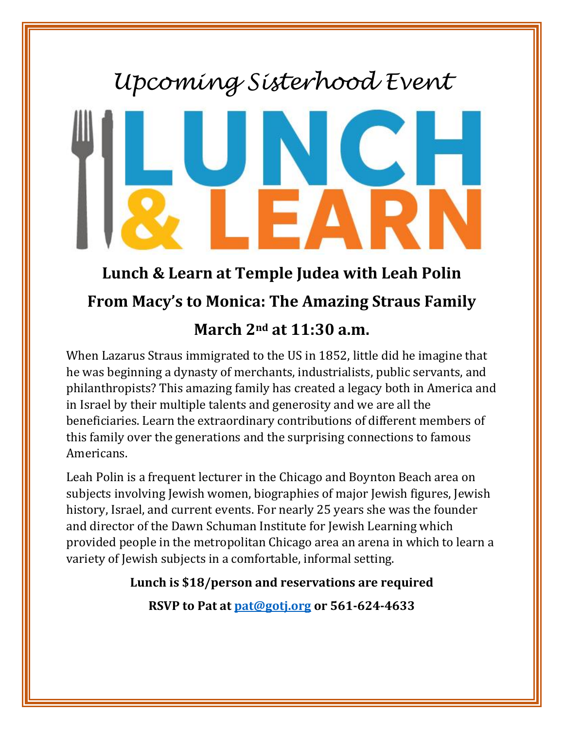# *Upcoming Sisterhood Event*

# LUNCH & LEARN

## Lunch & Learn at Temple Judea with Leah Polin

## From Macy's to Monica: The Amazing Straus Family

## March 2nd at 11:30 a.m.

When Lazarus Straus immigrated to the US in 1852, little did he imagine that he was beginning a dynasty of merchants, industrialists, public servants, and philanthropists? This amazing family has created a legacy both in America and in Israel by their multiple talents and generosity and we are all the beneficiaries. Learn the extraordinary contributions of different members of this family over the generations and the surprising connections to famous Americans.

Leah Polin is a frequent lecturer in the Chicago and Boynton Beach area on subjects involving Jewish women, biographies of major Jewish figures, Jewish history, Israel, and current events. For nearly 25 years she was the founder and director of the Dawn Schuman Institute for Jewish Learning which provided people in the metropolitan Chicago area an arena in which to learn a variety of Jewish subjects in a comfortable, informal setting.

**Lunch is $18/person and reservations are required**

**RSVP to Pat at [pat@gotj.org](mailto:pat@gotj.org) or 561-624-4633**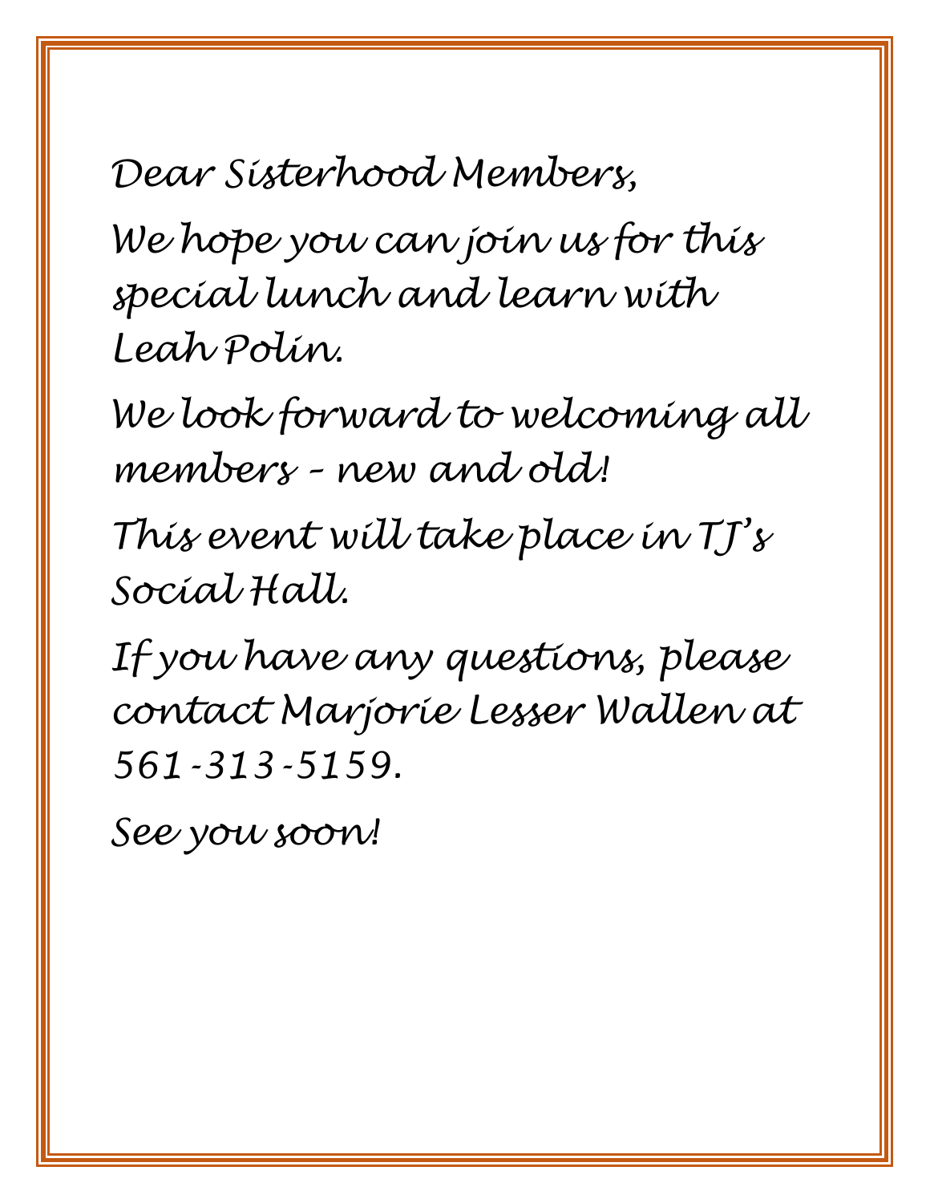Dear Sisterhood Members,

We hope you can join us for this special lunch and learn with Leah Polin.

We look forward to welcoming all members – new and old!

This event will take place in TJ's Social Hall.

If you have any questions, please contact Marjorie Lesser Wallen at 561-313-5159.

See you soon!